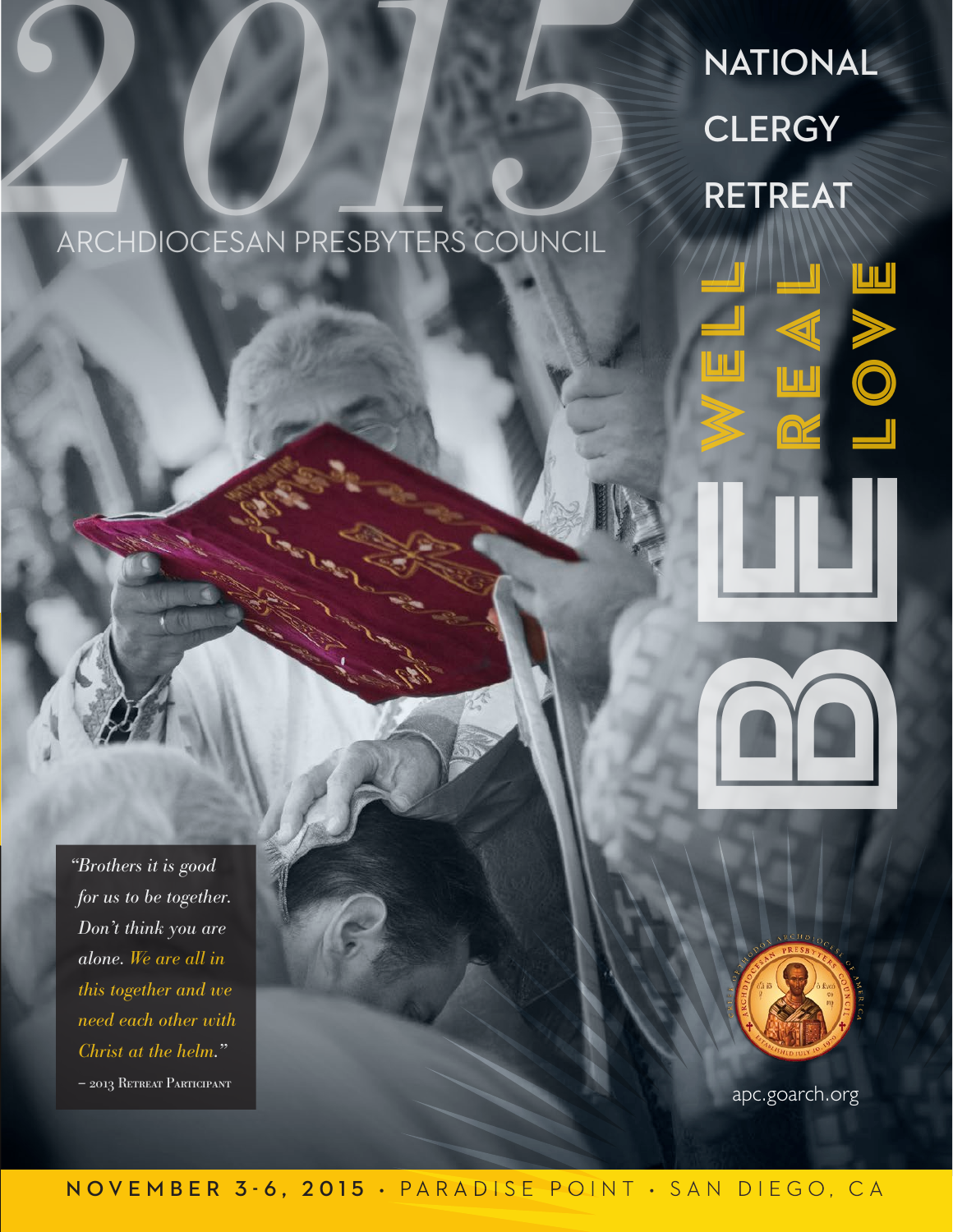# 2015

ARCHDIOCESAN PRESBYTERS COUNCIL

# NATIONAL CLERGY RETREAT

BE WELL

BE REAL

BE LOVE

*"Brothers it is good for us to be together. Don't think you are alone. We are all in this together and we need each other with Christ at the helm."*

– 2013 Retreat Participant

apc.goarch.org

**NOVEMBER 3-6, 2015** • PARADISE POINT • SAN DIEGO, CA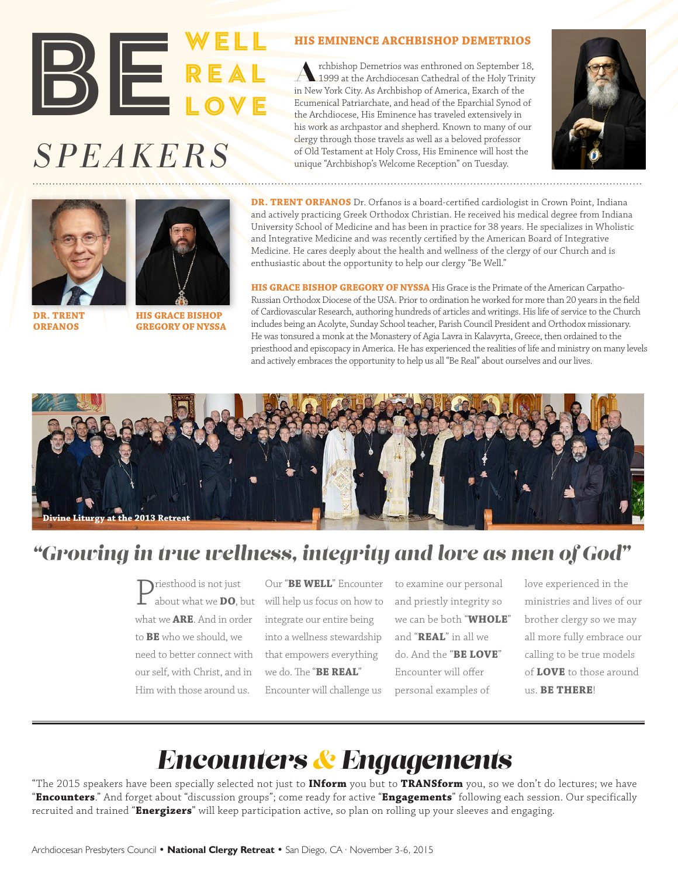# BE WELL REAL LOVE

# *SPEAKERS*

## HIS EMINENCE ARCHBISHOP DEMETRIOS

Archbishop Demetrios was enthroned on September 18, 1999 at the Archdiocesan Cathedral of the Holy Trinity in New York City. As Archbishop of America, Exarch of the Ecumenical Patriarchate, and head of the Eparchial Synod of the Archdiocese, His Eminence has traveled extensively in his work as archpastor and shepherd. Known to many of our clergy through those travels as well as a beloved professor of Old Testament at Holy Cross, His Eminence will host the unique "Archbishop's Welcome Reception" on Tuesday.

DR. TRENT ORFANOS

HIS GRACE BISHOP GREGORY OF NYSSA

**DR. TRENT ORFANOS** Dr. Orfanos is a board-certified cardiologist in Crown Point, Indiana and actively practicing Greek Orthodox Christian. He received his medical degree from Indiana University School of Medicine and has been in practice for 38 years. He specializes in Wholistic and Integrative Medicine and was recently certified by the American Board of Integrative Medicine. He cares deeply about the health and wellness of the clergy of our Church and is enthusiastic about the opportunity to help our clergy "Be Well."

**HIS GRACE BISHOP GREGORY OF NYSSA** His Grace is the Primate of the American Carpatho-Russian Orthodox Diocese of the USA. Prior to ordination he worked for more than 20 years in the field of Cardiovascular Research, authoring hundreds of articles and writings. His life of service to the Church includes being an Acolyte, Sunday School teacher, Parish Council President and Orthodox missionary. He was tonsured a monk at the Monastery of Agia Lavra in Kalavyrta, Greece, then ordained to the priesthood and episcopacy in America. He has experienced the realities of life and ministry on many levels and actively embraces the opportunity to help us all "Be Real" about ourselves and our lives.

Divine Liturgy at the 2013 Retreat

## *"Growing in true wellness, integrity and love as men of God"*

Priesthood is not just about what we **DO**, but what we **ARE**. And in order to **BE** who we should, we need to better connect with our self, with Christ, and in Him with those around us. Our "**BE WELL**" Encounter will help us focus on how to integrate our entire being into a wellness stewardship that empowers everything we do. The "**BE REAL**" Encounter will challenge us to examine our personal and priestly integrity so we can be both "**WHOLE**" and "**REAL**" in all we do. And the "**BE LOVE**" Encounter will offer personal examples of love experienced in the ministries and lives of our brother clergy so we may all more fully embrace our calling to be true models of **LOVE** to those around us. **BE THERE**!

## *Encounters & Engagements*

"The 2015 speakers have been specially selected not just to **INform** you but to **TRANSform** you, so we don't do lectures; we have "**Encounters**." And forget about "discussion groups"; come ready for active "**Engagements**" following each session. Our specifically recruited and trained "**Energizers**" will keep participation active, so plan on rolling up your sleeves and engaging.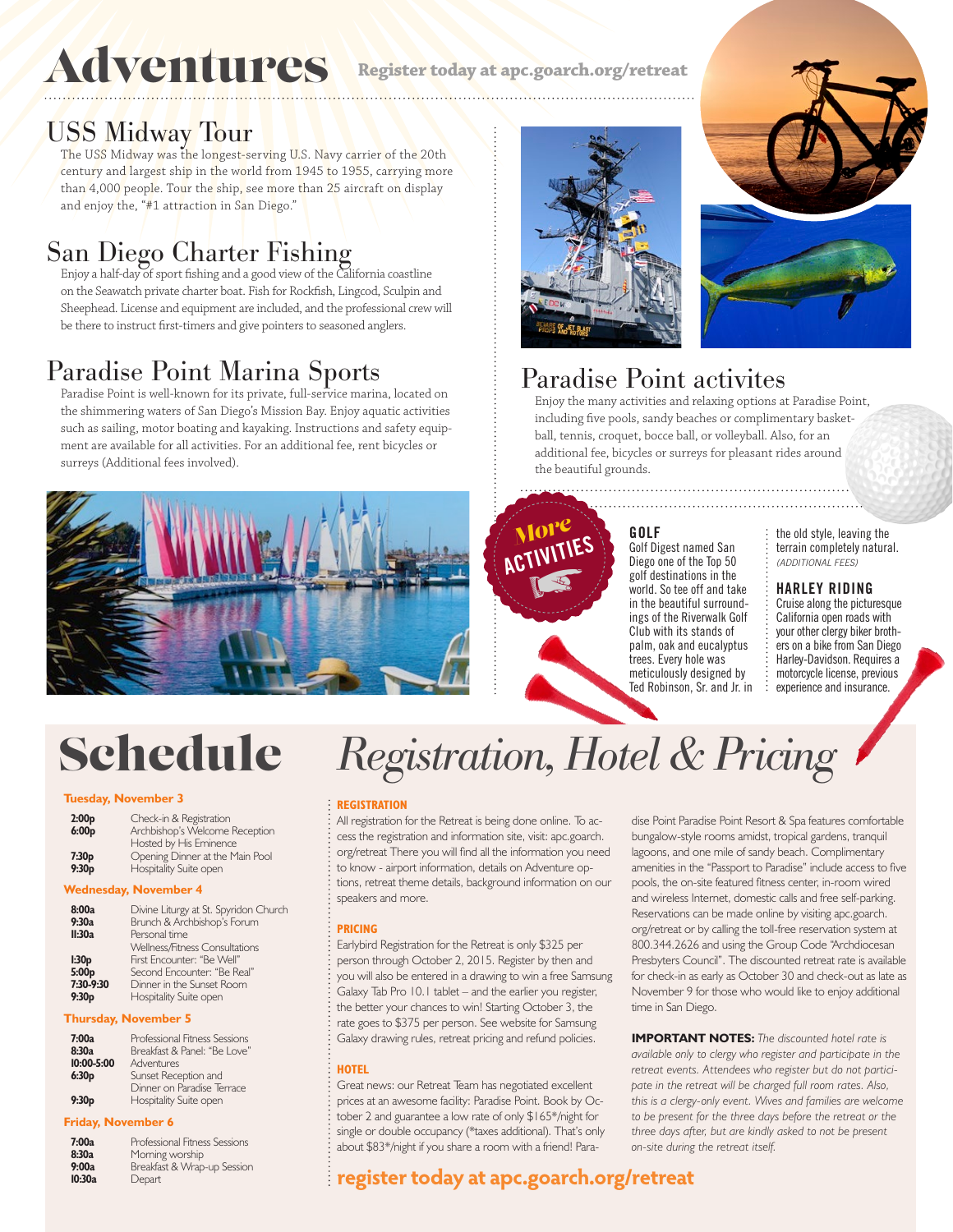# Adventures

**Register today at apc.goarch.org/retreat**

## USS Midway Tour

The USS Midway was the longest-serving U.S. Navy carrier of the 20th century and largest ship in the world from 1945 to 1955, carrying more than 4,000 people. Tour the ship, see more than 25 aircraft on display and enjoy the, "#1 attraction in San Diego."

## San Diego Charter Fishing

Enjoy a half-day of sport fishing and a good view of the California coastline on the Seawatch private charter boat. Fish for Rockfish, Lingcod, Sculpin and Sheephead. License and equipment are included, and the professional crew will be there to instruct first-timers and give pointers to seasoned anglers.

## Paradise Point Marina Sports

Paradise Point is well-known for its private, full-service marina, located on the shimmering waters of San Diego's Mission Bay. Enjoy aquatic activities such as sailing, motor boating and kayaking. Instructions and safety equipment are available for all activities. For an additional fee, rent bicycles or surreys (Additional fees involved).

## Paradise Point activites

Enjoy the many activities and relaxing options at Paradise Point, including five pools, sandy beaches or complimentary basketball, tennis, croquet, bocce ball, or volleyball. Also, for an additional fee, bicycles or surreys for pleasant rides around the beautiful grounds.

### More Activities

**GOLF**

Golf Digest named San Diego one of the Top 50 golf destinations in the world. So tee off and take in the beautiful surroundings of the Riverwalk Golf Club with its stands of palm, oak and eucalyptus trees. Every hole was meticulously designed by Ted Robinson, Sr. and Jr. in the old style, leaving the terrain completely natural. *(ADDITIONAL FEES)*

**HARLEY RIDING**

Cruise along the picturesque California open roads with your other clergy biker brothers on a bike from San Diego Harley-Davidson. Requires a motorcycle license, previous experience and insurance.

# Schedule

**Tuesday, November 3**

| | |
|---|---|
| **2:00p** | Check-in & Registration |
| **6:00p** | Archbishop's Welcome Reception Hosted by His Eminence |
| **7:30p** | Opening Dinner at the Main Pool |
| **9:30p** | Hospitality Suite open |

**Wednesday, November 4**

| | |
|---|---|
| **8:00a** | Divine Liturgy at St. Spyridon Church |
| **9:30a** | Brunch & Archbishop's Forum |
| **11:30a** | Personal time Wellness/Fitness Consultations |
| **1:30p** | First Encounter: "Be Well" |
| **5:00p** | Second Encounter: "Be Real" |
| **7:30-9:30** | Dinner in the Sunset Room |
| **9:30p** | Hospitality Suite open |

**Thursday, November 5**

| | |
|---|---|
| **7:00a** | Professional Fitness Sessions |
| **8:30a** | Breakfast & Panel: "Be Love" |
| **10:00-5:00** | Adventures |
| **6:30p** | Sunset Reception and Dinner on Paradise Terrace |
| **9:30p** | Hospitality Suite open |

**Friday, November 6**

| | |
|---|---|
| **7:00a** | Professional Fitness Sessions |
| **8:30a** | Morning worship |
| **9:00a** | Breakfast & Wrap-up Session |
| **10:30a** | Depart |

# *Registration, Hotel & Pricing*

### REGISTRATION

All registration for the Retreat is being done online. To access the registration and information site, visit: apc.goarch.org/retreat There you will find all the information you need to know - airport information, details on Adventure options, retreat theme details, background information on our speakers and more.

### PRICING

Earlybird Registration for the Retreat is only $325 per person through October 2, 2015. Register by then and you will also be entered in a drawing to win a free Samsung Galaxy Tab Pro 10.1 tablet – and the earlier you register, the better your chances to win! Starting October 3, the rate goes to $375 per person. See website for Samsung Galaxy drawing rules, retreat pricing and refund policies.

### HOTEL

Great news: our Retreat Team has negotiated excellent prices at an awesome facility: Paradise Point. Book by October 2 and guarantee a low rate of only $165*/night for single or double occupancy (*taxes additional). That's only about $83*/night if you share a room with a friend! Paradise Point Paradise Point Resort & Spa features comfortable bungalow-style rooms amidst, tropical gardens, tranquil lagoons, and one mile of sandy beach. Complimentary amenities in the "Passport to Paradise" include access to five pools, the on-site featured fitness center, in-room wired and wireless Internet, domestic calls and free self-parking. Reservations can be made online by visiting apc.goarch.org/retreat or by calling the toll-free reservation system at 800.344.2626 and using the Group Code "Archdiocesan Presbyters Council". The discounted retreat rate is available for check-in as early as October 30 and check-out as late as November 9 for those who would like to enjoy additional time in San Diego.

**IMPORTANT NOTES:** *The discounted hotel rate is available only to clergy who register and participate in the retreat events. Attendees who register but do not participate in the retreat will be charged full room rates. Also, this is a clergy-only event. Wives and families are welcome to be present for the three days before the retreat or the three days after, but are kindly asked to not be present on-site during the retreat itself.*

**register today at apc.goarch.org/retreat**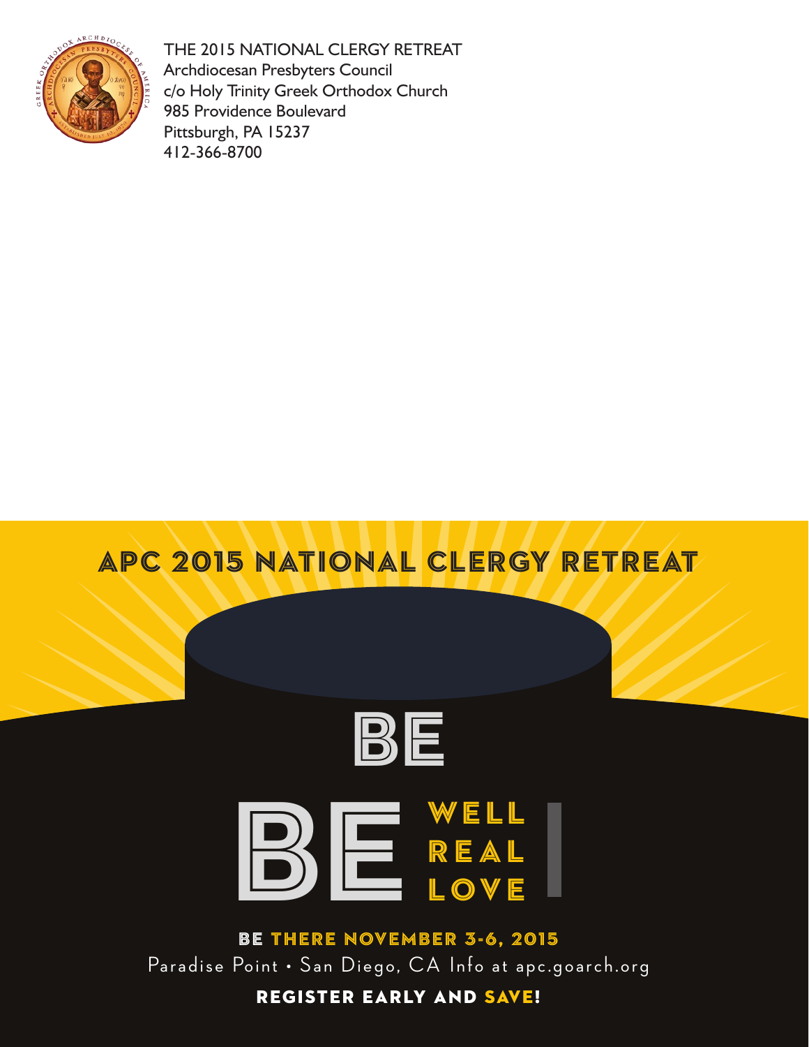THE 2015 NATIONAL CLERGY RETREAT
Archdiocesan Presbyters Council
c/o Holy Trinity Greek Orthodox Church
985 Providence Boulevard
Pittsburgh, PA 15237
412-366-8700

## APC 2015 NATIONAL CLERGY RETREAT

BE

BE WELL
REAL
LOVE

**BE THERE NOVEMBER 3-6, 2015**

Paradise Point • San Diego, CA Info at apc.goarch.org

**REGISTER EARLY AND SAVE!**